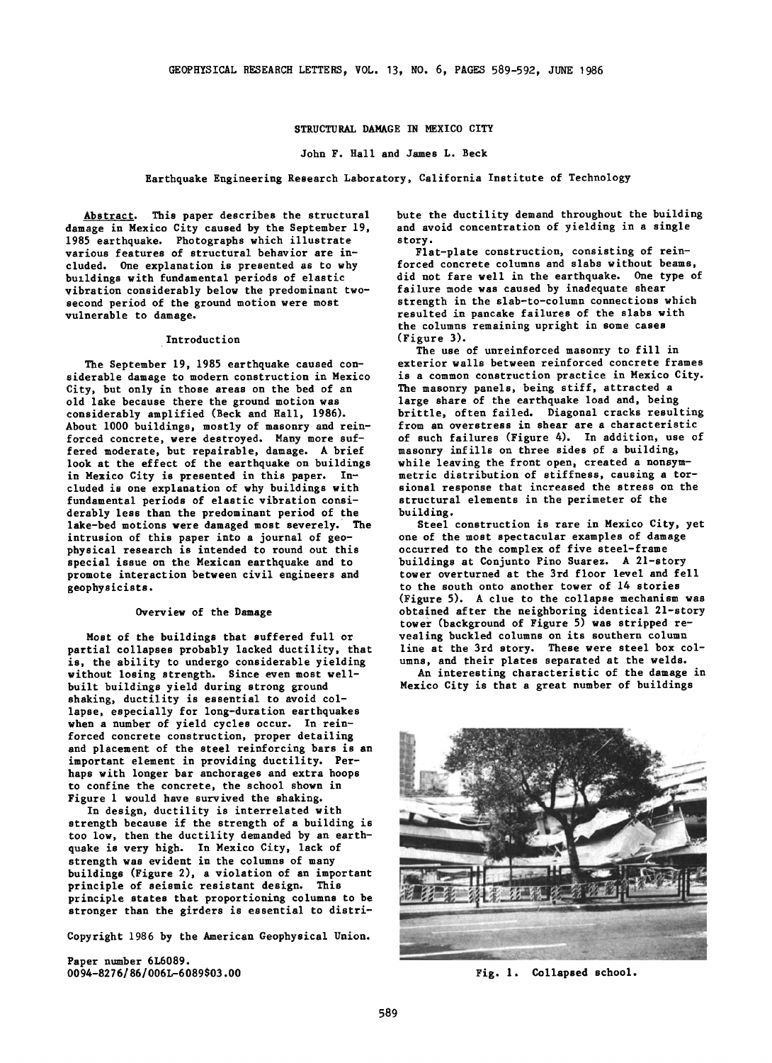# STRUCTURAL DAMAGE IN MEXICO CITY

John F. Hall and James L. Beck

Earthquake Engineering Research Laboratory, California Institute of Technology

**Abstract.** This paper describes the structural damage in Mexico City caused by the September 19, 1985 earthquake. Photographs which illustrate various features of structural behavior are included. One explanation is presented as to why buildings with fundamental periods of elastic vibration considerably below the predominant two-second period of the ground motion were most vulnerable to damage.

## Introduction

The September 19, 1985 earthquake caused considerable damage to modern construction in Mexico City, but only in those areas on the bed of an old lake because there the ground motion was considerably amplified (Beck and Hall, 1986). About 1000 buildings, mostly of masonry and reinforced concrete, were destroyed. Many more suffered moderate, but repairable, damage. A brief look at the effect of the earthquake on buildings in Mexico City is presented in this paper. Included is one explanation of why buildings with fundamental periods of elastic vibration considerably less than the predominant period of the lake-bed motions were damaged most severely. The intrusion of this paper into a journal of geophysical research is intended to round out this special issue on the Mexican earthquake and to promote interaction between civil engineers and geophysicists.

## Overview of the Damage

Most of the buildings that suffered full or partial collapses probably lacked ductility, that is, the ability to undergo considerable yielding without losing strength. Since even most well-built buildings yield during strong ground shaking, ductility is essential to avoid collapse, especially for long-duration earthquakes when a number of yield cycles occur. In reinforced concrete construction, proper detailing and placement of the steel reinforcing bars is an important element in providing ductility. Perhaps with longer bar anchorages and extra hoops to confine the concrete, the school shown in Figure 1 would have survived the shaking.

In design, ductility is interrelated with strength because if the strength of a building is too low, then the ductility demanded by an earthquake is very high. In Mexico City, lack of strength was evident in the columns of many buildings (Figure 2), a violation of an important principle of seismic resistant design. This principle states that proportioning columns to be stronger than the girders is essential to distribute the ductility demand throughout the building and avoid concentration of yielding in a single story.

Flat-plate construction, consisting of reinforced concrete columns and slabs without beams, did not fare well in the earthquake. One type of failure mode was caused by inadequate shear strength in the slab-to-column connections which resulted in pancake failures of the slabs with the columns remaining upright in some cases (Figure 3).

The use of unreinforced masonry to fill in exterior walls between reinforced concrete frames is a common construction practice in Mexico City. The masonry panels, being stiff, attracted a large share of the earthquake load and, being brittle, often failed. Diagonal cracks resulting from an overstress in shear are a characteristic of such failures (Figure 4). In addition, use of masonry infills on three sides of a building, while leaving the front open, created a nonsymmetric distribution of stiffness, causing a torsional response that increased the stress on the structural elements in the perimeter of the building.

Steel construction is rare in Mexico City, yet one of the most spectacular examples of damage occurred to the complex of five steel-frame buildings at Conjunto Pino Suarez. A 21-story tower overturned at the 3rd floor level and fell to the south onto another tower of 14 stories (Figure 5). A clue to the collapse mechanism was obtained after the neighboring identical 21-story tower (background of Figure 5) was stripped revealing buckled columns on its southern column line at the 3rd story. These were steel box columns, and their plates separated at the welds.

An interesting characteristic of the damage in Mexico City is that a great number of buildings

Fig. 1. Collapsed school.

Copyright 1986 by the American Geophysical Union.

Paper number 6L6089.
0094-8276/86/006L-6089$03.00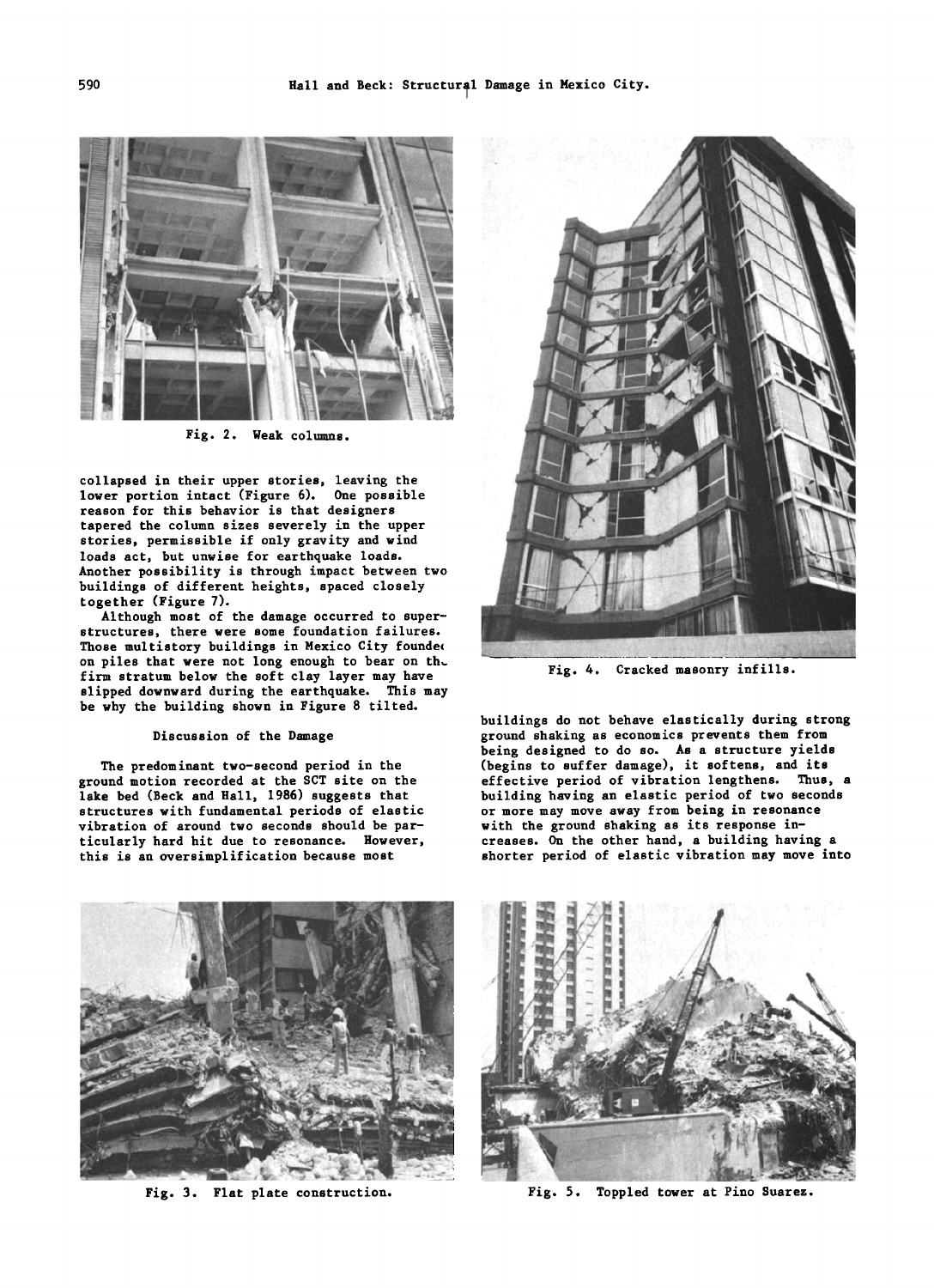Fig. 2. Weak columns.

collapsed in their upper stories, leaving the lower portion intact (Figure 6). One possible reason for this behavior is that designers tapered the column sizes severely in the upper stories, permissible if only gravity and wind loads act, but unwise for earthquake loads. Another possibility is through impact between two buildings of different heights, spaced closely together (Figure 7).

Although most of the damage occurred to superstructures, there were some foundation failures. Those multistory buildings in Mexico City founded on piles that were not long enough to bear on the firm stratum below the soft clay layer may have slipped downward during the earthquake. This may be why the building shown in Figure 8 tilted.

### Discussion of the Damage

The predominant two-second period in the ground motion recorded at the SCT site on the lake bed (Beck and Hall, 1986) suggests that structures with fundamental periods of elastic vibration of around two seconds should be particularly hard hit due to resonance. However, this is an oversimplification because most buildings do not behave elastically during strong ground shaking as economics prevents them from being designed to do so. As a structure yields (begins to suffer damage), it softens, and its effective period of vibration lengthens. Thus, a building having an elastic period of two seconds or more may move away from being in resonance with the ground shaking as its response increases. On the other hand, a building having a shorter period of elastic vibration may move into

Fig. 4. Cracked masonry infills.

Fig. 3. Flat plate construction.

Fig. 5. Toppled tower at Pino Suarez.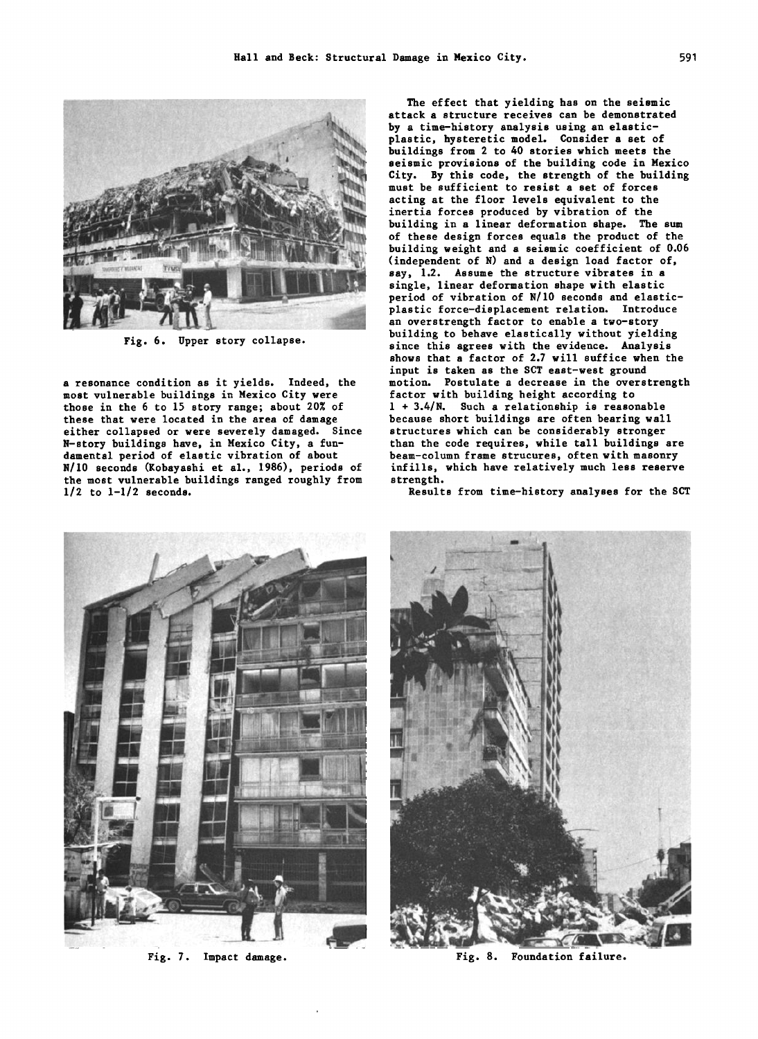Fig. 6. Upper story collapse.

a resonance condition as it yields. Indeed, the most vulnerable buildings in Mexico City were those in the 6 to 15 story range; about 20% of these that were located in the area of damage either collapsed or were severely damaged. Since N-story buildings have, in Mexico City, a fundamental period of elastic vibration of about N/10 seconds (Kobayashi et al., 1986), periods of the most vulnerable buildings ranged roughly from 1/2 to 1-1/2 seconds.

The effect that yielding has on the seismic attack a structure receives can be demonstrated by a time-history analysis using an elastic-plastic, hysteretic model. Consider a set of buildings from 2 to 40 stories which meets the seismic provisions of the building code in Mexico City. By this code, the strength of the building must be sufficient to resist a set of forces acting at the floor levels equivalent to the inertia forces produced by vibration of the building in a linear deformation shape. The sum of these design forces equals the product of the building weight and a seismic coefficient of 0.06 (independent of N) and a design load factor of, say, 1.2. Assume the structure vibrates in a single, linear deformation shape with elastic period of vibration of N/10 seconds and elastic-plastic force-displacement relation. Introduce an overstrength factor to enable a two-story building to behave elastically without yielding since this agrees with the evidence. Analysis shows that a factor of 2.7 will suffice when the input is taken as the SCT east-west ground motion. Postulate a decrease in the overstrength factor with building height according to $1 + 3.4/N$. Such a relationship is reasonable because short buildings are often bearing wall structures which can be considerably stronger than the code requires, while tall buildings are beam-column frame strucures, often with masonry infills, which have relatively much less reserve strength.

Results from time-history analyses for the SCT

Fig. 7. Impact damage.

Fig. 8. Foundation failure.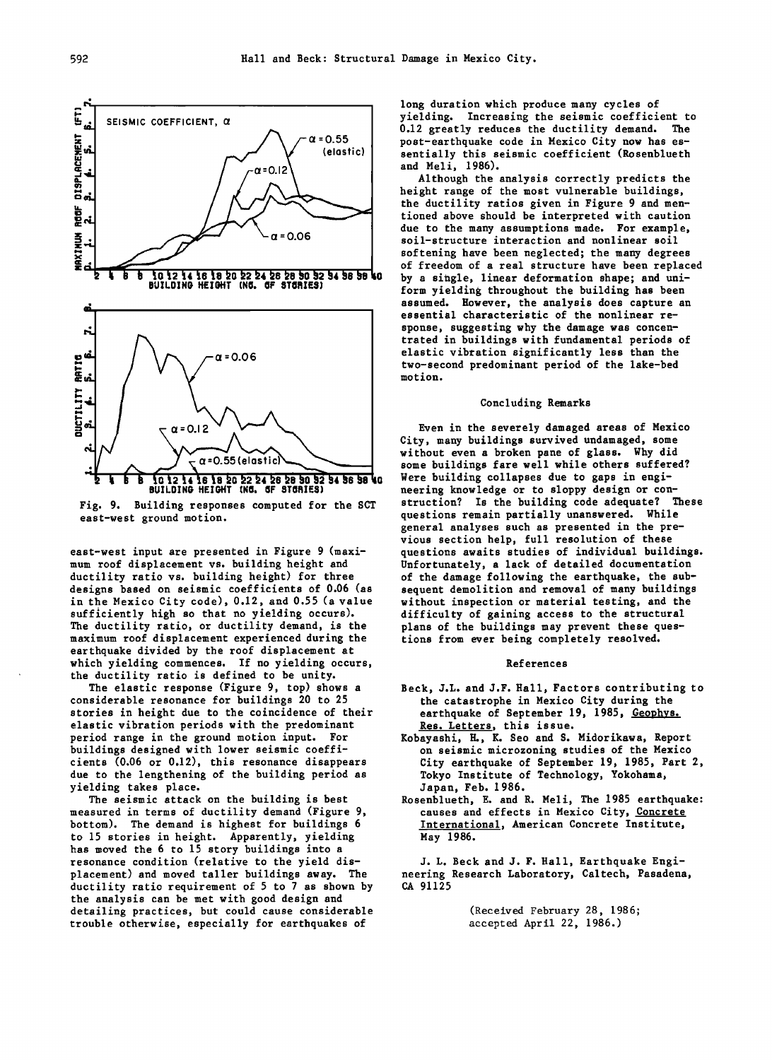SEISMIC COEFFICIENT, α

MAXIMUM ROOF DISPLACEMENT (FT)

α = 0.55 (elastic)

α = 0.12

α = 0.06

BUILDING HEIGHT (NO. OF STORIES)

DUCTILITY RATIO

α = 0.06

α = 0.12

α = 0.55 (elastic)

BUILDING HEIGHT (NO. OF STORIES)

Fig. 9. Building responses computed for the SCT east-west ground motion.

east-west input are presented in Figure 9 (maximum roof displacement vs. building height and ductility ratio vs. building height) for three designs based on seismic coefficients of 0.06 (as in the Mexico City code), 0.12, and 0.55 (a value sufficiently high so that no yielding occurs). The ductility ratio, or ductility demand, is the maximum roof displacement experienced during the earthquake divided by the roof displacement at which yielding commences. If no yielding occurs, the ductility ratio is defined to be unity.

The elastic response (Figure 9, top) shows a considerable resonance for buildings 20 to 25 stories in height due to the coincidence of their elastic vibration periods with the predominant period range in the ground motion input. For buildings designed with lower seismic coefficients (0.06 or 0.12), this resonance disappears due to the lengthening of the building period as yielding takes place.

The seismic attack on the building is best measured in terms of ductility demand (Figure 9, bottom). The demand is highest for buildings 6 to 15 stories in height. Apparently, yielding has moved the 6 to 15 story buildings into a resonance condition (relative to the yield displacement) and moved taller buildings away. The ductility ratio requirement of 5 to 7 as shown by the analysis can be met with good design and detailing practices, but could cause considerable trouble otherwise, especially for earthquakes of long duration which produce many cycles of yielding. Increasing the seismic coefficient to 0.12 greatly reduces the ductility demand. The post-earthquake code in Mexico City now has essentially this seismic coefficient (Rosenblueth and Meli, 1986).

Although the analysis correctly predicts the height range of the most vulnerable buildings, the ductility ratios given in Figure 9 and mentioned above should be interpreted with caution due to the many assumptions made. For example, soil-structure interaction and nonlinear soil softening have been neglected; the many degrees of freedom of a real structure have been replaced by a single, linear deformation shape; and uniform yielding throughout the building has been assumed. However, the analysis does capture an essential characteristic of the nonlinear response, suggesting why the damage was concentrated in buildings with fundamental periods of elastic vibration significantly less than the two-second predominant period of the lake-bed motion.

## Concluding Remarks

Even in the severely damaged areas of Mexico City, many buildings survived undamaged, some without even a broken pane of glass. Why did some buildings fare well while others suffered? Were building collapses due to gaps in engineering knowledge or to sloppy design or construction? Is the building code adequate? These questions remain partially unanswered. While general analyses such as presented in the previous section help, full resolution of these questions awaits studies of individual buildings. Unfortunately, a lack of detailed documentation of the damage following the earthquake, the subsequent demolition and removal of many buildings without inspection or material testing, and the difficulty of gaining access to the structural plans of the buildings may prevent these questions from ever being completely resolved.

## References

Beck, J.L. and J.F. Hall, Factors contributing to the catastrophe in Mexico City during the earthquake of September 19, 1985, Geophys. Res. Letters, this issue.

Kobayashi, H., K. Seo and S. Midorikawa, Report on seismic microzoning studies of the Mexico City earthquake of September 19, 1985, Part 2, Tokyo Institute of Technology, Yokohama, Japan, Feb. 1986.

Rosenblueth, E. and R. Meli, The 1985 earthquake: causes and effects in Mexico City, Concrete International, American Concrete Institute, May 1986.

J. L. Beck and J. F. Hall, Earthquake Engineering Research Laboratory, Caltech, Pasadena, CA 91125

(Received February 28, 1986; accepted April 22, 1986.)